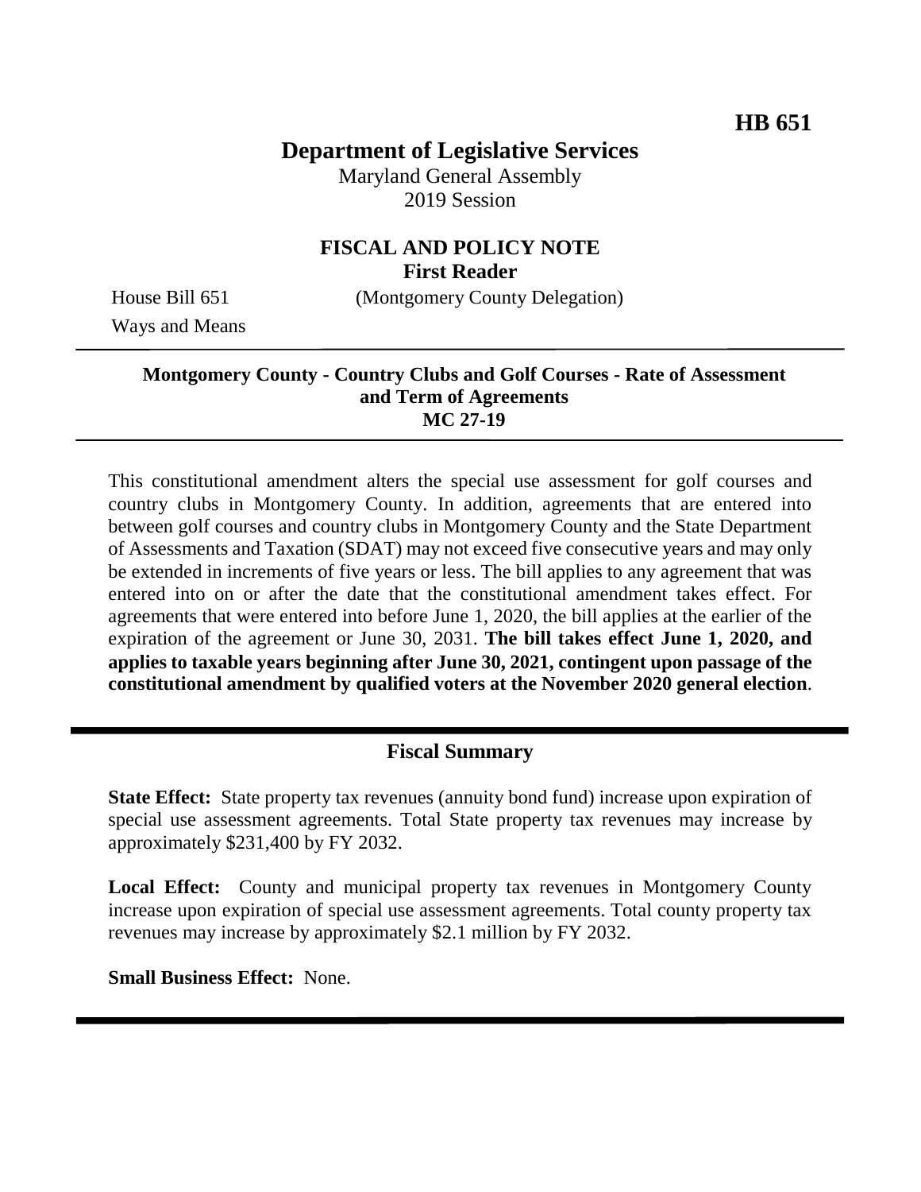HB 651

# Department of Legislative Services

Maryland General Assembly
2019 Session

## FISCAL AND POLICY NOTE
**First Reader**

House Bill 651 (Montgomery County Delegation)
Ways and Means

---

**Montgomery County - Country Clubs and Golf Courses - Rate of Assessment and Term of Agreements**
**MC 27-19**

---

This constitutional amendment alters the special use assessment for golf courses and country clubs in Montgomery County. In addition, agreements that are entered into between golf courses and country clubs in Montgomery County and the State Department of Assessments and Taxation (SDAT) may not exceed five consecutive years and may only be extended in increments of five years or less. The bill applies to any agreement that was entered into on or after the date that the constitutional amendment takes effect. For agreements that were entered into before June 1, 2020, the bill applies at the earlier of the expiration of the agreement or June 30, 2031. **The bill takes effect June 1, 2020, and applies to taxable years beginning after June 30, 2021, contingent upon passage of the constitutional amendment by qualified voters at the November 2020 general election**.

---

## Fiscal Summary

**State Effect:** State property tax revenues (annuity bond fund) increase upon expiration of special use assessment agreements. Total State property tax revenues may increase by approximately $231,400 by FY 2032.

**Local Effect:** County and municipal property tax revenues in Montgomery County increase upon expiration of special use assessment agreements. Total county property tax revenues may increase by approximately $2.1 million by FY 2032.

**Small Business Effect:** None.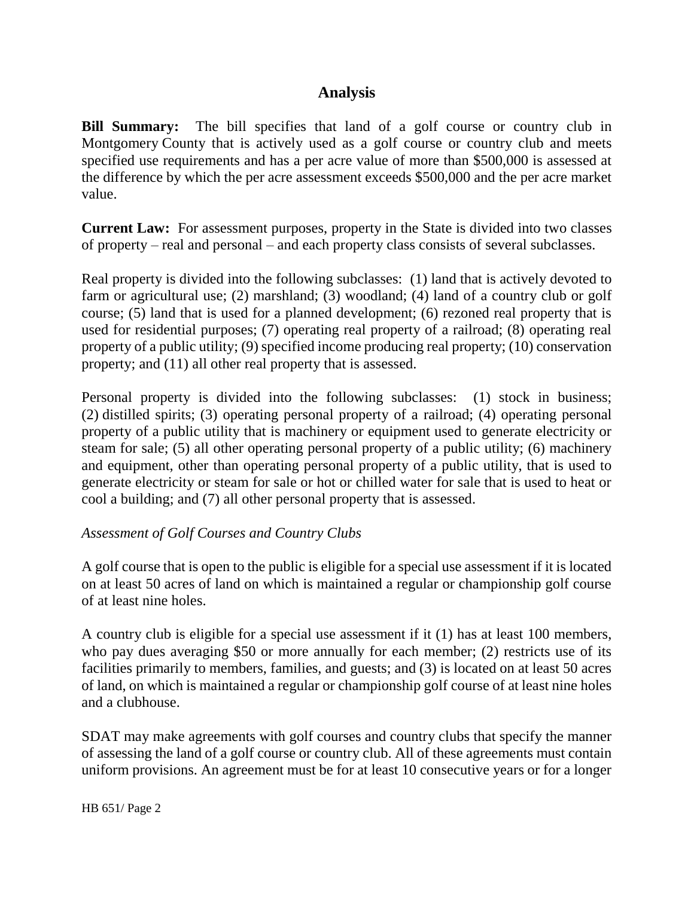## Analysis

**Bill Summary:** The bill specifies that land of a golf course or country club in Montgomery County that is actively used as a golf course or country club and meets specified use requirements and has a per acre value of more than $500,000 is assessed at the difference by which the per acre assessment exceeds $500,000 and the per acre market value.

**Current Law:** For assessment purposes, property in the State is divided into two classes of property – real and personal – and each property class consists of several subclasses.

Real property is divided into the following subclasses: (1) land that is actively devoted to farm or agricultural use; (2) marshland; (3) woodland; (4) land of a country club or golf course; (5) land that is used for a planned development; (6) rezoned real property that is used for residential purposes; (7) operating real property of a railroad; (8) operating real property of a public utility; (9) specified income producing real property; (10) conservation property; and (11) all other real property that is assessed.

Personal property is divided into the following subclasses: (1) stock in business; (2) distilled spirits; (3) operating personal property of a railroad; (4) operating personal property of a public utility that is machinery or equipment used to generate electricity or steam for sale; (5) all other operating personal property of a public utility; (6) machinery and equipment, other than operating personal property of a public utility, that is used to generate electricity or steam for sale or hot or chilled water for sale that is used to heat or cool a building; and (7) all other personal property that is assessed.

*Assessment of Golf Courses and Country Clubs*

A golf course that is open to the public is eligible for a special use assessment if it is located on at least 50 acres of land on which is maintained a regular or championship golf course of at least nine holes.

A country club is eligible for a special use assessment if it (1) has at least 100 members, who pay dues averaging $50 or more annually for each member; (2) restricts use of its facilities primarily to members, families, and guests; and (3) is located on at least 50 acres of land, on which is maintained a regular or championship golf course of at least nine holes and a clubhouse.

SDAT may make agreements with golf courses and country clubs that specify the manner of assessing the land of a golf course or country club. All of these agreements must contain uniform provisions. An agreement must be for at least 10 consecutive years or for a longer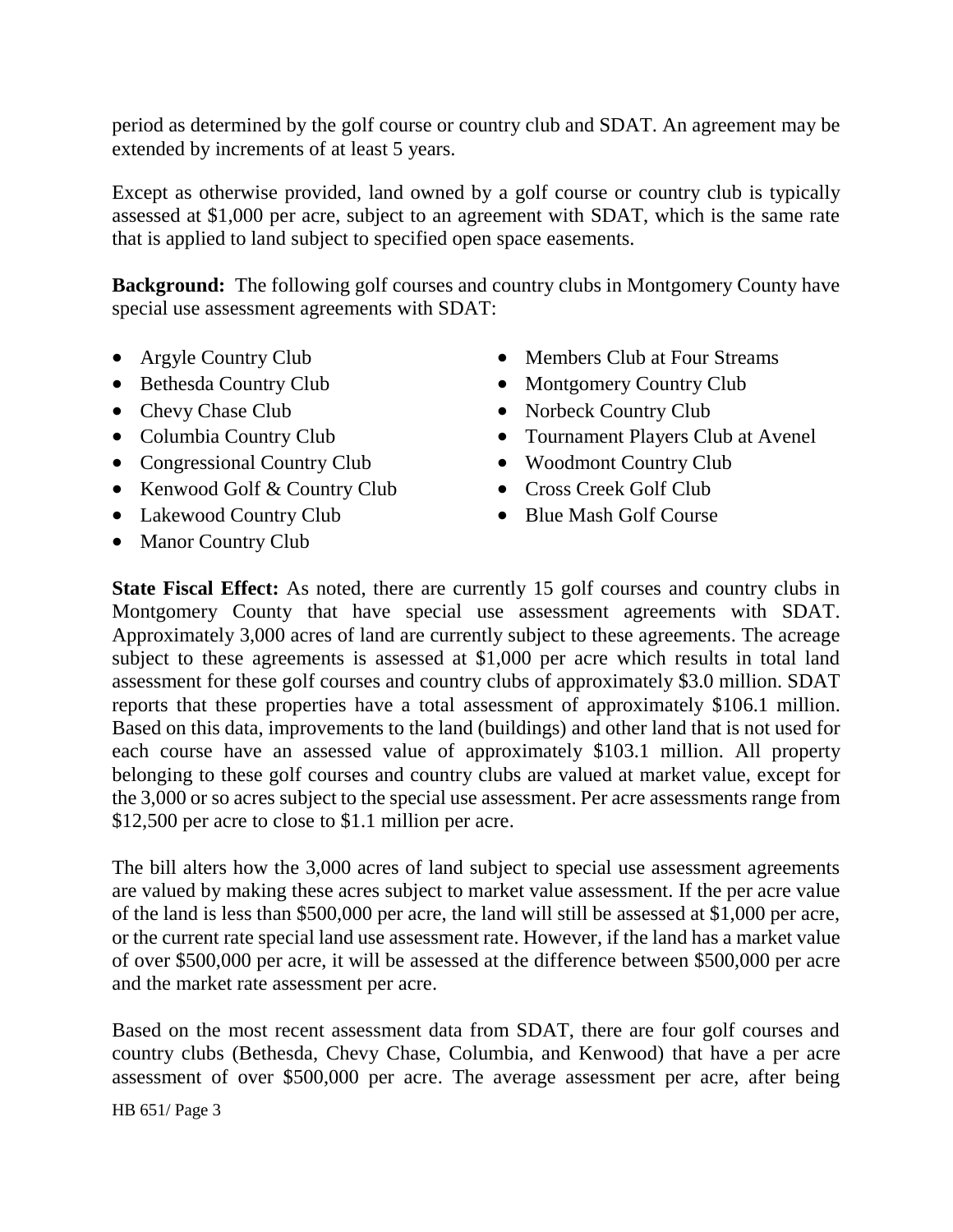period as determined by the golf course or country club and SDAT. An agreement may be extended by increments of at least 5 years.

Except as otherwise provided, land owned by a golf course or country club is typically assessed at $1,000 per acre, subject to an agreement with SDAT, which is the same rate that is applied to land subject to specified open space easements.

**Background:** The following golf courses and country clubs in Montgomery County have special use assessment agreements with SDAT:

- Argyle Country Club
- Bethesda Country Club
- Chevy Chase Club
- Columbia Country Club
- Congressional Country Club
- Kenwood Golf & Country Club
- Lakewood Country Club
- Manor Country Club
- Members Club at Four Streams
- Montgomery Country Club
- Norbeck Country Club
- Tournament Players Club at Avenel
- Woodmont Country Club
- Cross Creek Golf Club
- Blue Mash Golf Course

**State Fiscal Effect:** As noted, there are currently 15 golf courses and country clubs in Montgomery County that have special use assessment agreements with SDAT. Approximately 3,000 acres of land are currently subject to these agreements. The acreage subject to these agreements is assessed at $1,000 per acre which results in total land assessment for these golf courses and country clubs of approximately $3.0 million. SDAT reports that these properties have a total assessment of approximately $106.1 million. Based on this data, improvements to the land (buildings) and other land that is not used for each course have an assessed value of approximately $103.1 million. All property belonging to these golf courses and country clubs are valued at market value, except for the 3,000 or so acres subject to the special use assessment. Per acre assessments range from $12,500 per acre to close to $1.1 million per acre.

The bill alters how the 3,000 acres of land subject to special use assessment agreements are valued by making these acres subject to market value assessment. If the per acre value of the land is less than $500,000 per acre, the land will still be assessed at $1,000 per acre, or the current rate special land use assessment rate. However, if the land has a market value of over $500,000 per acre, it will be assessed at the difference between $500,000 per acre and the market rate assessment per acre.

Based on the most recent assessment data from SDAT, there are four golf courses and country clubs (Bethesda, Chevy Chase, Columbia, and Kenwood) that have a per acre assessment of over $500,000 per acre. The average assessment per acre, after being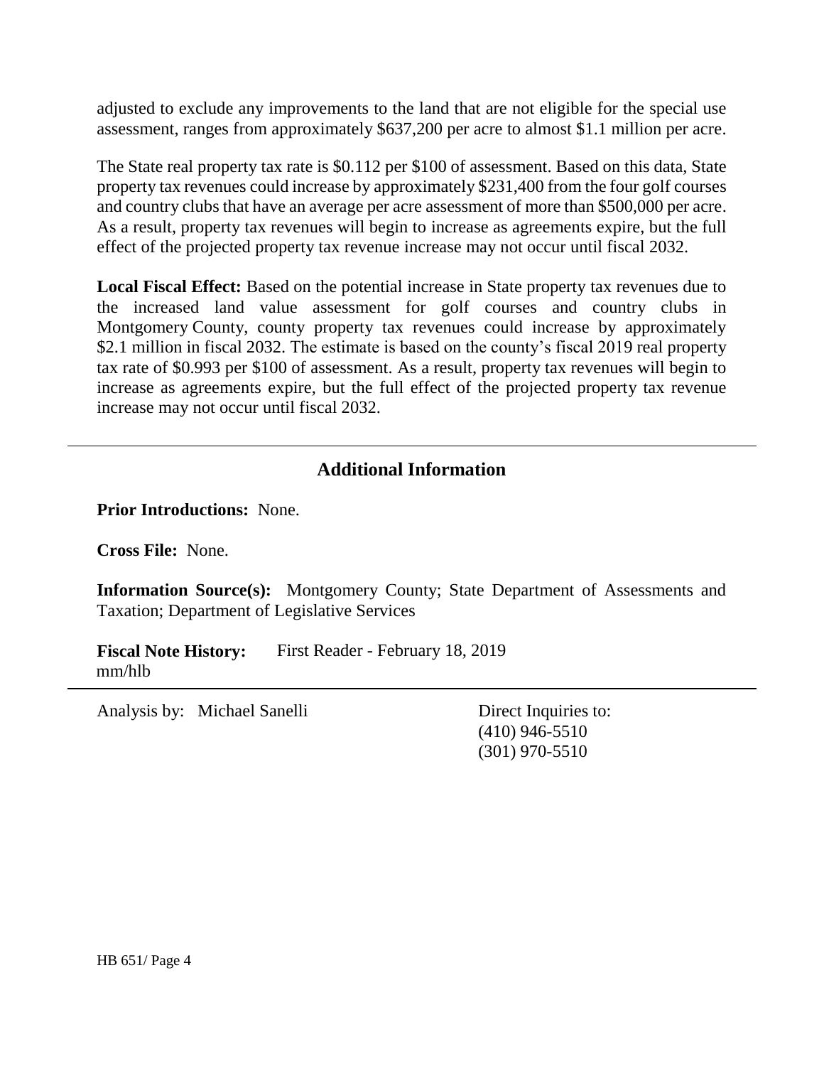adjusted to exclude any improvements to the land that are not eligible for the special use assessment, ranges from approximately $637,200 per acre to almost $1.1 million per acre.

The State real property tax rate is $0.112 per $100 of assessment. Based on this data, State property tax revenues could increase by approximately $231,400 from the four golf courses and country clubs that have an average per acre assessment of more than $500,000 per acre. As a result, property tax revenues will begin to increase as agreements expire, but the full effect of the projected property tax revenue increase may not occur until fiscal 2032.

**Local Fiscal Effect:** Based on the potential increase in State property tax revenues due to the increased land value assessment for golf courses and country clubs in Montgomery County, county property tax revenues could increase by approximately $2.1 million in fiscal 2032. The estimate is based on the county's fiscal 2019 real property tax rate of $0.993 per $100 of assessment. As a result, property tax revenues will begin to increase as agreements expire, but the full effect of the projected property tax revenue increase may not occur until fiscal 2032.

---

## Additional Information

**Prior Introductions:** None.

**Cross File:** None.

**Information Source(s):** Montgomery County; State Department of Assessments and Taxation; Department of Legislative Services

**Fiscal Note History:** First Reader - February 18, 2019
mm/hlb

---

Analysis by: Michael Sanelli

Direct Inquiries to:
(410) 946-5510
(301) 970-5510